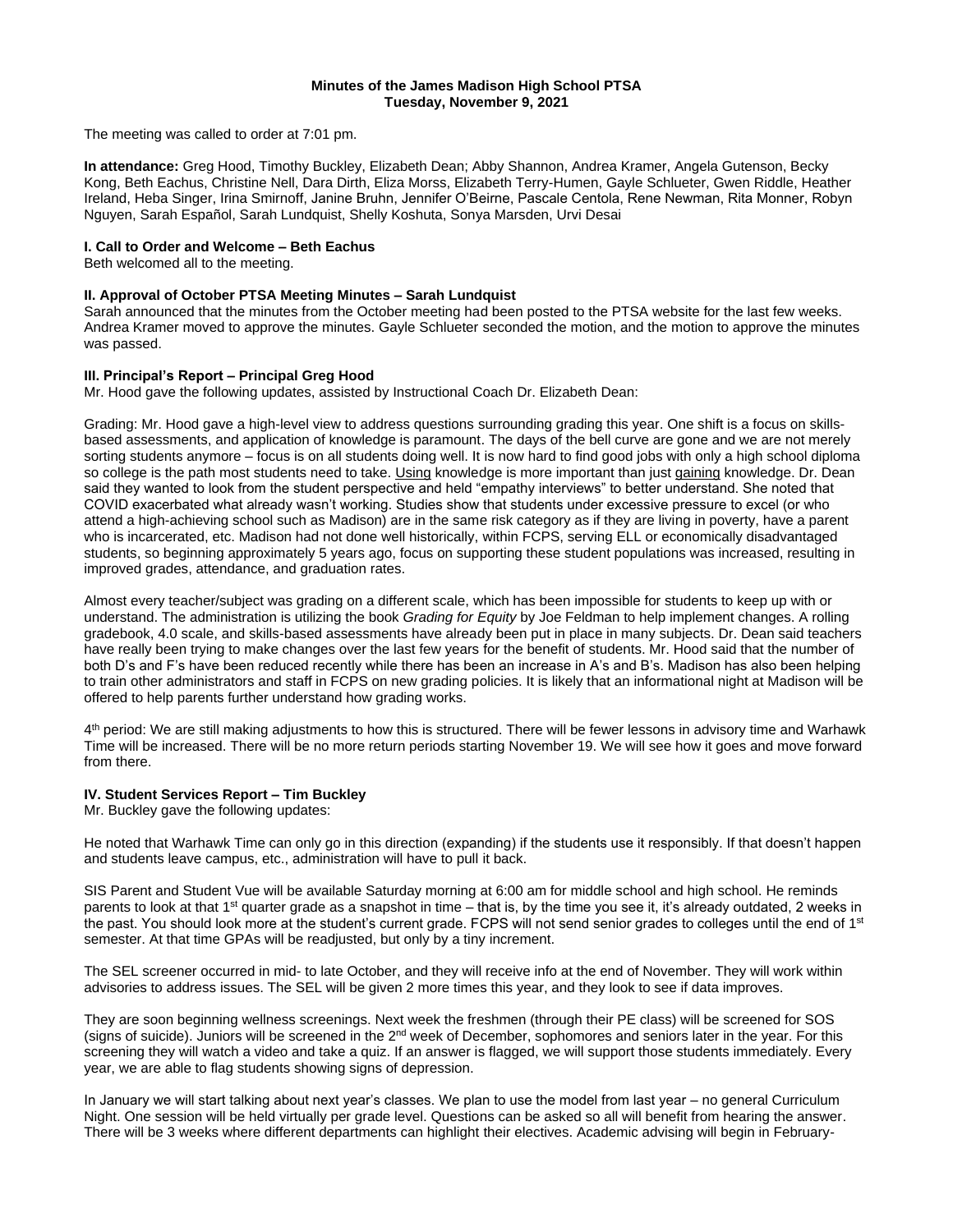**Minutes of the James Madison High School PTSA**
**Tuesday, November 9, 2021**

The meeting was called to order at 7:01 pm.

**In attendance:** Greg Hood, Timothy Buckley, Elizabeth Dean; Abby Shannon, Andrea Kramer, Angela Gutenson, Becky Kong, Beth Eachus, Christine Nell, Dara Dirth, Eliza Morss, Elizabeth Terry-Humen, Gayle Schlueter, Gwen Riddle, Heather Ireland, Heba Singer, Irina Smirnoff, Janine Bruhn, Jennifer O'Beirne, Pascale Centola, Rene Newman, Rita Monner, Robyn Nguyen, Sarah Español, Sarah Lundquist, Shelly Koshuta, Sonya Marsden, Urvi Desai

**I. Call to Order and Welcome – Beth Eachus**
Beth welcomed all to the meeting.

**II. Approval of October PTSA Meeting Minutes – Sarah Lundquist**
Sarah announced that the minutes from the October meeting had been posted to the PTSA website for the last few weeks. Andrea Kramer moved to approve the minutes. Gayle Schlueter seconded the motion, and the motion to approve the minutes was passed.

**III. Principal's Report – Principal Greg Hood**
Mr. Hood gave the following updates, assisted by Instructional Coach Dr. Elizabeth Dean:

Grading: Mr. Hood gave a high-level view to address questions surrounding grading this year. One shift is a focus on skills-based assessments, and application of knowledge is paramount. The days of the bell curve are gone and we are not merely sorting students anymore – focus is on all students doing well. It is now hard to find good jobs with only a high school diploma so college is the path most students need to take. Using knowledge is more important than just gaining knowledge. Dr. Dean said they wanted to look from the student perspective and held "empathy interviews" to better understand. She noted that COVID exacerbated what already wasn't working. Studies show that students under excessive pressure to excel (or who attend a high-achieving school such as Madison) are in the same risk category as if they are living in poverty, have a parent who is incarcerated, etc. Madison had not done well historically, within FCPS, serving ELL or economically disadvantaged students, so beginning approximately 5 years ago, focus on supporting these student populations was increased, resulting in improved grades, attendance, and graduation rates.

Almost every teacher/subject was grading on a different scale, which has been impossible for students to keep up with or understand. The administration is utilizing the book *Grading for Equity* by Joe Feldman to help implement changes. A rolling gradebook, 4.0 scale, and skills-based assessments have already been put in place in many subjects. Dr. Dean said teachers have really been trying to make changes over the last few years for the benefit of students. Mr. Hood said that the number of both D's and F's have been reduced recently while there has been an increase in A's and B's. Madison has also been helping to train other administrators and staff in FCPS on new grading policies. It is likely that an informational night at Madison will be offered to help parents further understand how grading works.

4th period: We are still making adjustments to how this is structured. There will be fewer lessons in advisory time and Warhawk Time will be increased. There will be no more return periods starting November 19. We will see how it goes and move forward from there.

**IV. Student Services Report – Tim Buckley**
Mr. Buckley gave the following updates:

He noted that Warhawk Time can only go in this direction (expanding) if the students use it responsibly. If that doesn't happen and students leave campus, etc., administration will have to pull it back.

SIS Parent and Student Vue will be available Saturday morning at 6:00 am for middle school and high school. He reminds parents to look at that 1st quarter grade as a snapshot in time – that is, by the time you see it, it's already outdated, 2 weeks in the past. You should look more at the student's current grade. FCPS will not send senior grades to colleges until the end of 1st semester. At that time GPAs will be readjusted, but only by a tiny increment.

The SEL screener occurred in mid- to late October, and they will receive info at the end of November. They will work within advisories to address issues. The SEL will be given 2 more times this year, and they look to see if data improves.

They are soon beginning wellness screenings. Next week the freshmen (through their PE class) will be screened for SOS (signs of suicide). Juniors will be screened in the 2nd week of December, sophomores and seniors later in the year. For this screening they will watch a video and take a quiz. If an answer is flagged, we will support those students immediately. Every year, we are able to flag students showing signs of depression.

In January we will start talking about next year's classes. We plan to use the model from last year – no general Curriculum Night. One session will be held virtually per grade level. Questions can be asked so all will benefit from hearing the answer. There will be 3 weeks where different departments can highlight their electives. Academic advising will begin in February-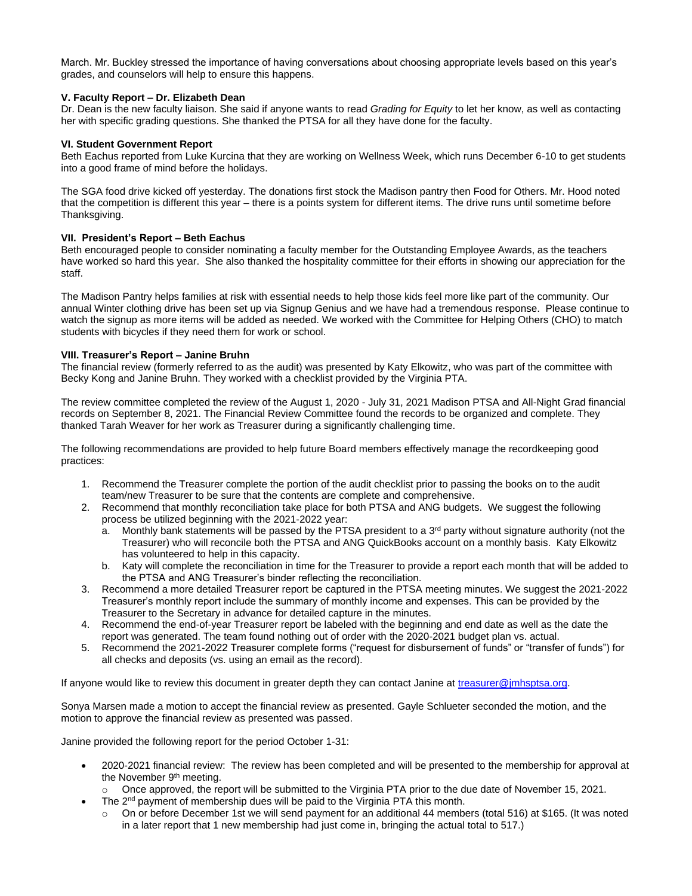March. Mr. Buckley stressed the importance of having conversations about choosing appropriate levels based on this year's grades, and counselors will help to ensure this happens.

**V. Faculty Report – Dr. Elizabeth Dean**

Dr. Dean is the new faculty liaison. She said if anyone wants to read *Grading for Equity* to let her know, as well as contacting her with specific grading questions. She thanked the PTSA for all they have done for the faculty.

**VI. Student Government Report**

Beth Eachus reported from Luke Kurcina that they are working on Wellness Week, which runs December 6-10 to get students into a good frame of mind before the holidays.

The SGA food drive kicked off yesterday. The donations first stock the Madison pantry then Food for Others. Mr. Hood noted that the competition is different this year – there is a points system for different items. The drive runs until sometime before Thanksgiving.

**VII. President's Report – Beth Eachus**

Beth encouraged people to consider nominating a faculty member for the Outstanding Employee Awards, as the teachers have worked so hard this year. She also thanked the hospitality committee for their efforts in showing our appreciation for the staff.

The Madison Pantry helps families at risk with essential needs to help those kids feel more like part of the community. Our annual Winter clothing drive has been set up via Signup Genius and we have had a tremendous response. Please continue to watch the signup as more items will be added as needed. We worked with the Committee for Helping Others (CHO) to match students with bicycles if they need them for work or school.

**VIII. Treasurer's Report – Janine Bruhn**

The financial review (formerly referred to as the audit) was presented by Katy Elkowitz, who was part of the committee with Becky Kong and Janine Bruhn. They worked with a checklist provided by the Virginia PTA.

The review committee completed the review of the August 1, 2020 - July 31, 2021 Madison PTSA and All-Night Grad financial records on September 8, 2021. The Financial Review Committee found the records to be organized and complete. They thanked Tarah Weaver for her work as Treasurer during a significantly challenging time.

The following recommendations are provided to help future Board members effectively manage the recordkeeping good practices:

1. Recommend the Treasurer complete the portion of the audit checklist prior to passing the books on to the audit team/new Treasurer to be sure that the contents are complete and comprehensive.
2. Recommend that monthly reconciliation take place for both PTSA and ANG budgets. We suggest the following process be utilized beginning with the 2021-2022 year:
   a. Monthly bank statements will be passed by the PTSA president to a 3rd party without signature authority (not the Treasurer) who will reconcile both the PTSA and ANG QuickBooks account on a monthly basis. Katy Elkowitz has volunteered to help in this capacity.
   b. Katy will complete the reconciliation in time for the Treasurer to provide a report each month that will be added to the PTSA and ANG Treasurer's binder reflecting the reconciliation.
3. Recommend a more detailed Treasurer report be captured in the PTSA meeting minutes. We suggest the 2021-2022 Treasurer's monthly report include the summary of monthly income and expenses. This can be provided by the Treasurer to the Secretary in advance for detailed capture in the minutes.
4. Recommend the end-of-year Treasurer report be labeled with the beginning and end date as well as the date the report was generated. The team found nothing out of order with the 2020-2021 budget plan vs. actual.
5. Recommend the 2021-2022 Treasurer complete forms ("request for disbursement of funds" or "transfer of funds") for all checks and deposits (vs. using an email as the record).

If anyone would like to review this document in greater depth they can contact Janine at treasurer@jmhsptsa.org.

Sonya Marsen made a motion to accept the financial review as presented. Gayle Schlueter seconded the motion, and the motion to approve the financial review as presented was passed.

Janine provided the following report for the period October 1-31:

- 2020-2021 financial review: The review has been completed and will be presented to the membership for approval at the November 9th meeting.
  - Once approved, the report will be submitted to the Virginia PTA prior to the due date of November 15, 2021.
- The 2nd payment of membership dues will be paid to the Virginia PTA this month.
  - On or before December 1st we will send payment for an additional 44 members (total 516) at $165. (It was noted in a later report that 1 new membership had just come in, bringing the actual total to 517.)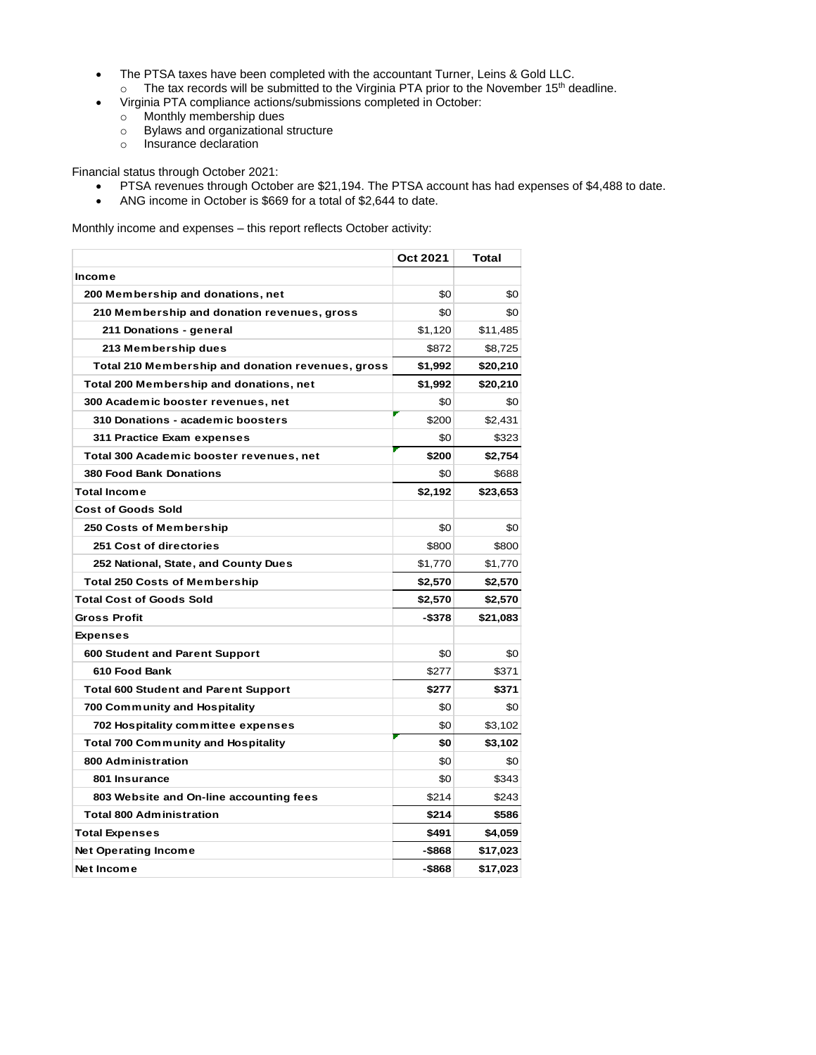- The PTSA taxes have been completed with the accountant Turner, Leins & Gold LLC.
  - The tax records will be submitted to the Virginia PTA prior to the November 15th deadline.
- Virginia PTA compliance actions/submissions completed in October:
  - Monthly membership dues
  - Bylaws and organizational structure
  - Insurance declaration

Financial status through October 2021:

- PTSA revenues through October are $21,194. The PTSA account has had expenses of $4,488 to date.
- ANG income in October is $669 for a total of $2,644 to date.

Monthly income and expenses – this report reflects October activity:

| | Oct 2021 | Total |
|---|---|---|
| **Income** | | |
| **200 Membership and donations, net** | $0 | $0 |
| **210 Membership and donation revenues, gross** | $0 | $0 |
| **211 Donations - general** | $1,120 | $11,485 |
| **213 Membership dues** | $872 | $8,725 |
| **Total 210 Membership and donation revenues, gross** | **$1,992** | **$20,210** |
| **Total 200 Membership and donations, net** | **$1,992** | **$20,210** |
| **300 Academic booster revenues, net** | $0 | $0 |
| **310 Donations - academic boosters** | $200 | $2,431 |
| **311 Practice Exam expenses** | $0 | $323 |
| **Total 300 Academic booster revenues, net** | **$200** | **$2,754** |
| **380 Food Bank Donations** | $0 | $688 |
| **Total Income** | **$2,192** | **$23,653** |
| **Cost of Goods Sold** | | |
| **250 Costs of Membership** | $0 | $0 |
| **251 Cost of directories** | $800 | $800 |
| **252 National, State, and County Dues** | $1,770 | $1,770 |
| **Total 250 Costs of Membership** | **$2,570** | **$2,570** |
| **Total Cost of Goods Sold** | **$2,570** | **$2,570** |
| **Gross Profit** | **-$378** | **$21,083** |
| **Expenses** | | |
| **600 Student and Parent Support** | $0 | $0 |
| **610 Food Bank** | $277 | $371 |
| **Total 600 Student and Parent Support** | **$277** | **$371** |
| **700 Community and Hospitality** | $0 | $0 |
| **702 Hospitality committee expenses** | $0 | $3,102 |
| **Total 700 Community and Hospitality** | **$0** | **$3,102** |
| **800 Administration** | $0 | $0 |
| **801 Insurance** | $0 | $343 |
| **803 Website and On-line accounting fees** | $214 | $243 |
| **Total 800 Administration** | **$214** | **$586** |
| **Total Expenses** | **$491** | **$4,059** |
| **Net Operating Income** | **-$868** | **$17,023** |
| **Net Income** | **-$868** | **$17,023** |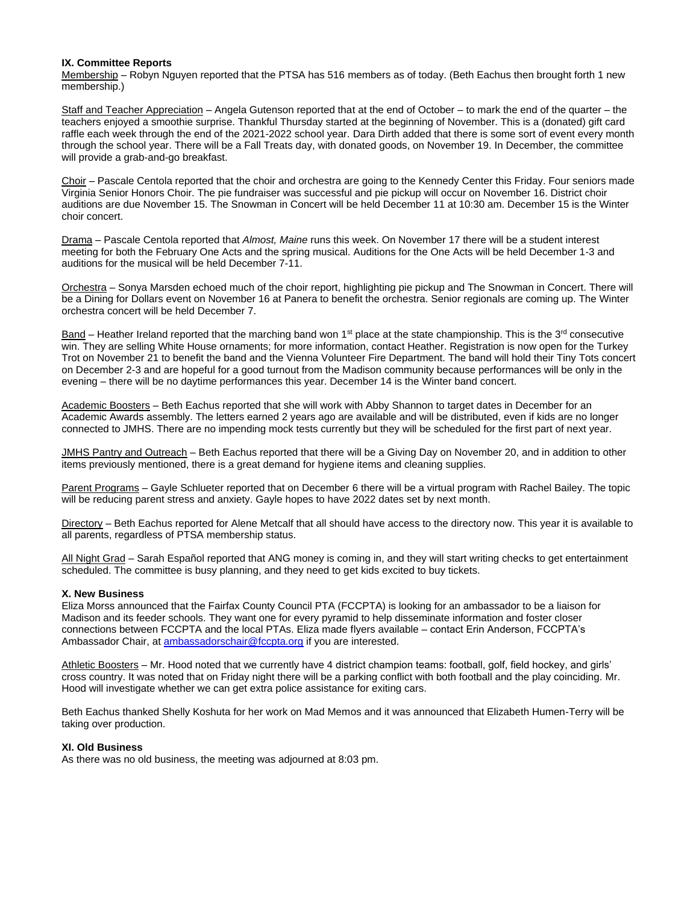**IX. Committee Reports**

Membership – Robyn Nguyen reported that the PTSA has 516 members as of today. (Beth Eachus then brought forth 1 new membership.)

Staff and Teacher Appreciation – Angela Gutenson reported that at the end of October – to mark the end of the quarter – the teachers enjoyed a smoothie surprise. Thankful Thursday started at the beginning of November. This is a (donated) gift card raffle each week through the end of the 2021-2022 school year. Dara Dirth added that there is some sort of event every month through the school year. There will be a Fall Treats day, with donated goods, on November 19. In December, the committee will provide a grab-and-go breakfast.

Choir – Pascale Centola reported that the choir and orchestra are going to the Kennedy Center this Friday. Four seniors made Virginia Senior Honors Choir. The pie fundraiser was successful and pie pickup will occur on November 16. District choir auditions are due November 15. The Snowman in Concert will be held December 11 at 10:30 am. December 15 is the Winter choir concert.

Drama – Pascale Centola reported that *Almost, Maine* runs this week. On November 17 there will be a student interest meeting for both the February One Acts and the spring musical. Auditions for the One Acts will be held December 1-3 and auditions for the musical will be held December 7-11.

Orchestra – Sonya Marsden echoed much of the choir report, highlighting pie pickup and The Snowman in Concert. There will be a Dining for Dollars event on November 16 at Panera to benefit the orchestra. Senior regionals are coming up. The Winter orchestra concert will be held December 7.

Band – Heather Ireland reported that the marching band won 1st place at the state championship. This is the 3rd consecutive win. They are selling White House ornaments; for more information, contact Heather. Registration is now open for the Turkey Trot on November 21 to benefit the band and the Vienna Volunteer Fire Department. The band will hold their Tiny Tots concert on December 2-3 and are hopeful for a good turnout from the Madison community because performances will be only in the evening – there will be no daytime performances this year. December 14 is the Winter band concert.

Academic Boosters – Beth Eachus reported that she will work with Abby Shannon to target dates in December for an Academic Awards assembly. The letters earned 2 years ago are available and will be distributed, even if kids are no longer connected to JMHS. There are no impending mock tests currently but they will be scheduled for the first part of next year.

JMHS Pantry and Outreach – Beth Eachus reported that there will be a Giving Day on November 20, and in addition to other items previously mentioned, there is a great demand for hygiene items and cleaning supplies.

Parent Programs – Gayle Schlueter reported that on December 6 there will be a virtual program with Rachel Bailey. The topic will be reducing parent stress and anxiety. Gayle hopes to have 2022 dates set by next month.

Directory – Beth Eachus reported for Alene Metcalf that all should have access to the directory now. This year it is available to all parents, regardless of PTSA membership status.

All Night Grad – Sarah Español reported that ANG money is coming in, and they will start writing checks to get entertainment scheduled. The committee is busy planning, and they need to get kids excited to buy tickets.

**X. New Business**

Eliza Morss announced that the Fairfax County Council PTA (FCCPTA) is looking for an ambassador to be a liaison for Madison and its feeder schools. They want one for every pyramid to help disseminate information and foster closer connections between FCCPTA and the local PTAs. Eliza made flyers available – contact Erin Anderson, FCCPTA's Ambassador Chair, at ambassadorschair@fccpta.org if you are interested.

Athletic Boosters – Mr. Hood noted that we currently have 4 district champion teams: football, golf, field hockey, and girls' cross country. It was noted that on Friday night there will be a parking conflict with both football and the play coinciding. Mr. Hood will investigate whether we can get extra police assistance for exiting cars.

Beth Eachus thanked Shelly Koshuta for her work on Mad Memos and it was announced that Elizabeth Humen-Terry will be taking over production.

**XI. Old Business**

As there was no old business, the meeting was adjourned at 8:03 pm.